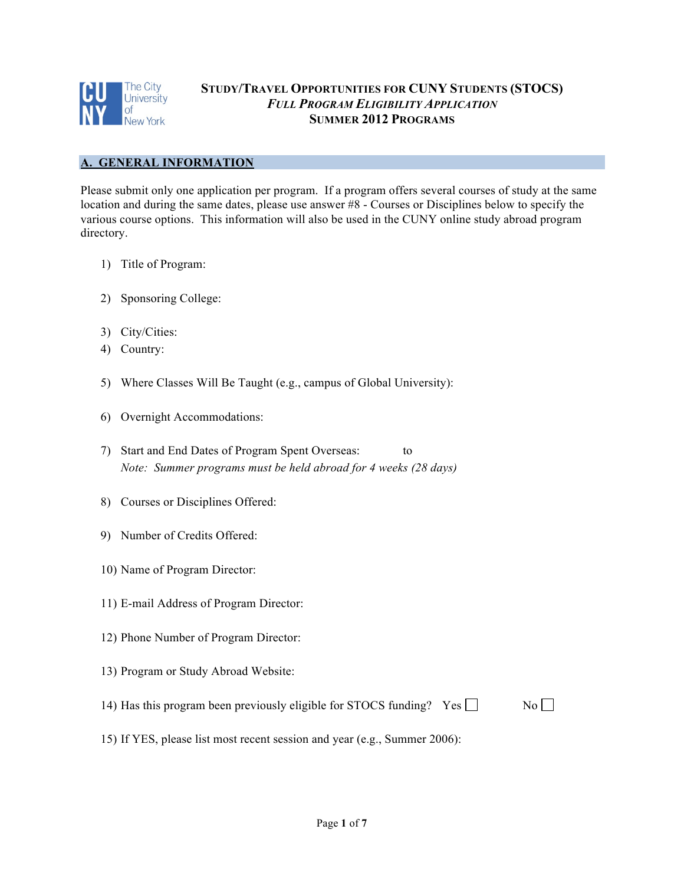The City University of New York

# STUDY/TRAVEL OPPORTUNITIES FOR CUNY STUDENTS (STOCS)
## *FULL PROGRAM ELIGIBILITY APPLICATION*
## SUMMER 2012 PROGRAMS

## A. GENERAL INFORMATION

Please submit only one application per program. If a program offers several courses of study at the same location and during the same dates, please use answer #8 - Courses or Disciplines below to specify the various course options. This information will also be used in the CUNY online study abroad program directory.

1) Title of Program:

2) Sponsoring College:

3) City/Cities:
4) Country:

5) Where Classes Will Be Taught (e.g., campus of Global University):

6) Overnight Accommodations:

7) Start and End Dates of Program Spent Overseas: to
   *Note: Summer programs must be held abroad for 4 weeks (28 days)*

8) Courses or Disciplines Offered:

9) Number of Credits Offered:

10) Name of Program Director:

11) E-mail Address of Program Director:

12) Phone Number of Program Director:

13) Program or Study Abroad Website:

14) Has this program been previously eligible for STOCS funding? Yes ☐ No ☐

15) If YES, please list most recent session and year (e.g., Summer 2006):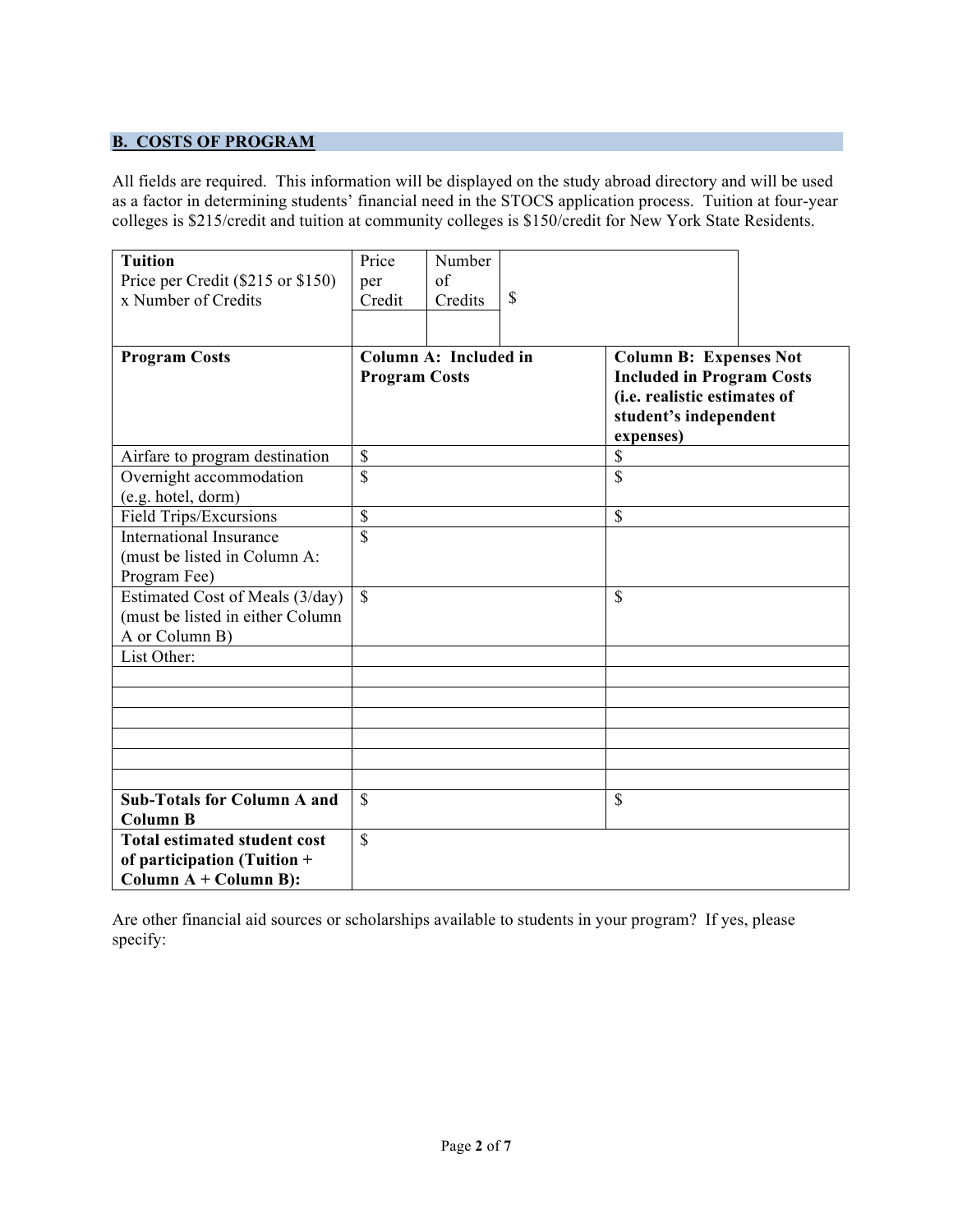## B. COSTS OF PROGRAM

All fields are required. This information will be displayed on the study abroad directory and will be used as a factor in determining students' financial need in the STOCS application process. Tuition at four-year colleges is $215/credit and tuition at community colleges is $150/credit for New York State Residents.

| **Tuition** Price per Credit ($215 or $150) x Number of Credits | Price per Credit | Number of Credits | $ |
|---|---|---|---|
| | | | |

| **Program Costs** | **Column A: Included in Program Costs** | **Column B: Expenses Not Included in Program Costs (i.e. realistic estimates of student's independent expenses)** |
|---|---|---|
| Airfare to program destination | $ | $ |
| Overnight accommodation (e.g. hotel, dorm) | $ | $ |
| Field Trips/Excursions | $ | $ |
| International Insurance (must be listed in Column A: Program Fee) | $ | |
| Estimated Cost of Meals (3/day) (must be listed in either Column A or Column B) | $ | $ |
| List Other: | | |
| | | |
| | | |
| | | |
| | | |
| | | |
| | | |
| **Sub-Totals for Column A and Column B** | $ | $ |
| **Total estimated student cost of participation (Tuition + Column A + Column B):** | $ | |

Are other financial aid sources or scholarships available to students in your program? If yes, please specify: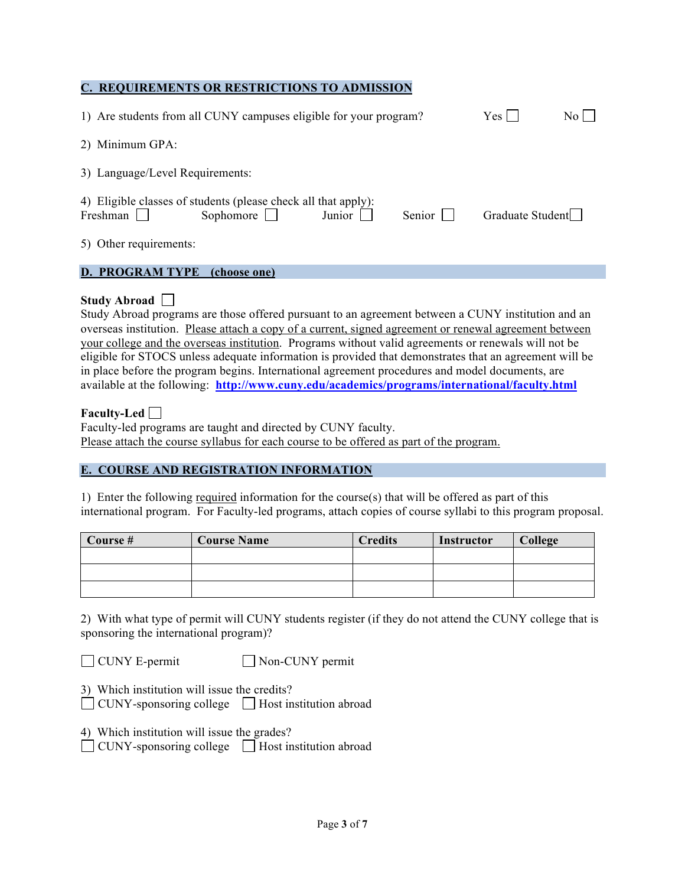## C. REQUIREMENTS OR RESTRICTIONS TO ADMISSION

1) Are students from all CUNY campuses eligible for your program? Yes ☐ No ☐

2) Minimum GPA:

3) Language/Level Requirements:

4) Eligible classes of students (please check all that apply):
Freshman ☐ Sophomore ☐ Junior ☐ Senior ☐ Graduate Student ☐

5) Other requirements:

## D. PROGRAM TYPE (choose one)

**Study Abroad** ☐
Study Abroad programs are those offered pursuant to an agreement between a CUNY institution and an overseas institution. Please attach a copy of a current, signed agreement or renewal agreement between your college and the overseas institution. Programs without valid agreements or renewals will not be eligible for STOCS unless adequate information is provided that demonstrates that an agreement will be in place before the program begins. International agreement procedures and model documents, are available at the following: **http://www.cuny.edu/academics/programs/international/faculty.html**

**Faculty-Led** ☐
Faculty-led programs are taught and directed by CUNY faculty.
Please attach the course syllabus for each course to be offered as part of the program.

## E. COURSE AND REGISTRATION INFORMATION

1) Enter the following required information for the course(s) that will be offered as part of this international program. For Faculty-led programs, attach copies of course syllabi to this program proposal.

| Course # | Course Name | Credits | Instructor | College |
|---|---|---|---|---|
| | | | | |
| | | | | |
| | | | | |

2) With what type of permit will CUNY students register (if they do not attend the CUNY college that is sponsoring the international program)?

☐ CUNY E-permit ☐ Non-CUNY permit

3) Which institution will issue the credits?
☐ CUNY-sponsoring college ☐ Host institution abroad

4) Which institution will issue the grades?
☐ CUNY-sponsoring college ☐ Host institution abroad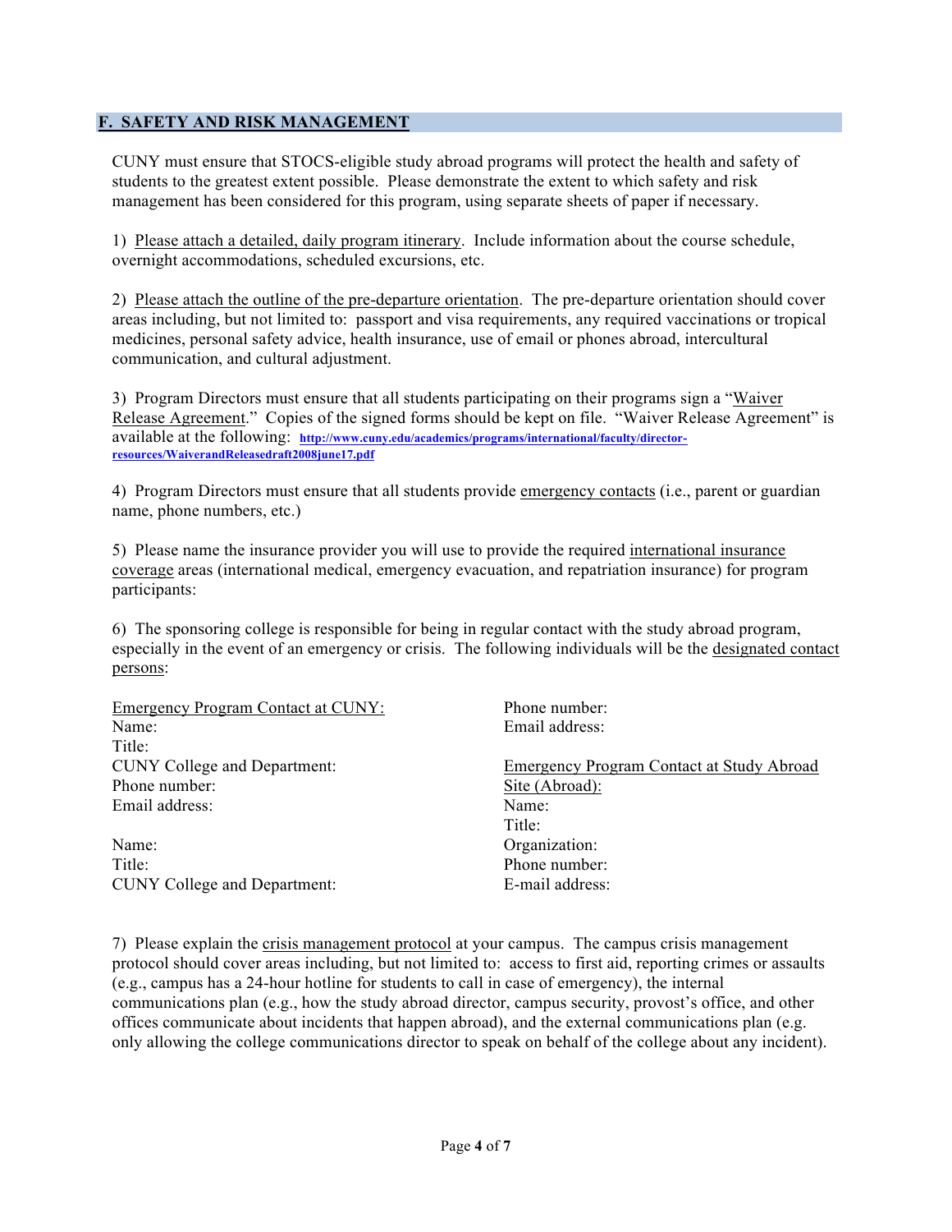## F. SAFETY AND RISK MANAGEMENT

CUNY must ensure that STOCS-eligible study abroad programs will protect the health and safety of students to the greatest extent possible. Please demonstrate the extent to which safety and risk management has been considered for this program, using separate sheets of paper if necessary.

1) Please attach a detailed, daily program itinerary. Include information about the course schedule, overnight accommodations, scheduled excursions, etc.

2) Please attach the outline of the pre-departure orientation. The pre-departure orientation should cover areas including, but not limited to: passport and visa requirements, any required vaccinations or tropical medicines, personal safety advice, health insurance, use of email or phones abroad, intercultural communication, and cultural adjustment.

3) Program Directors must ensure that all students participating on their programs sign a "Waiver Release Agreement." Copies of the signed forms should be kept on file. "Waiver Release Agreement" is available at the following: http://www.cuny.edu/academics/programs/international/faculty/director-resources/WaiverandReleasedraft2008june17.pdf

4) Program Directors must ensure that all students provide emergency contacts (i.e., parent or guardian name, phone numbers, etc.)

5) Please name the insurance provider you will use to provide the required international insurance coverage areas (international medical, emergency evacuation, and repatriation insurance) for program participants:

6) The sponsoring college is responsible for being in regular contact with the study abroad program, especially in the event of an emergency or crisis. The following individuals will be the designated contact persons:

Emergency Program Contact at CUNY:
Name:
Title:
CUNY College and Department:
Phone number:
Email address:

Name:
Title:
CUNY College and Department:
Phone number:
Email address:

Emergency Program Contact at Study Abroad Site (Abroad):
Name:
Title:
Organization:
Phone number:
E-mail address:

7) Please explain the crisis management protocol at your campus. The campus crisis management protocol should cover areas including, but not limited to: access to first aid, reporting crimes or assaults (e.g., campus has a 24-hour hotline for students to call in case of emergency), the internal communications plan (e.g., how the study abroad director, campus security, provost's office, and other offices communicate about incidents that happen abroad), and the external communications plan (e.g. only allowing the college communications director to speak on behalf of the college about any incident).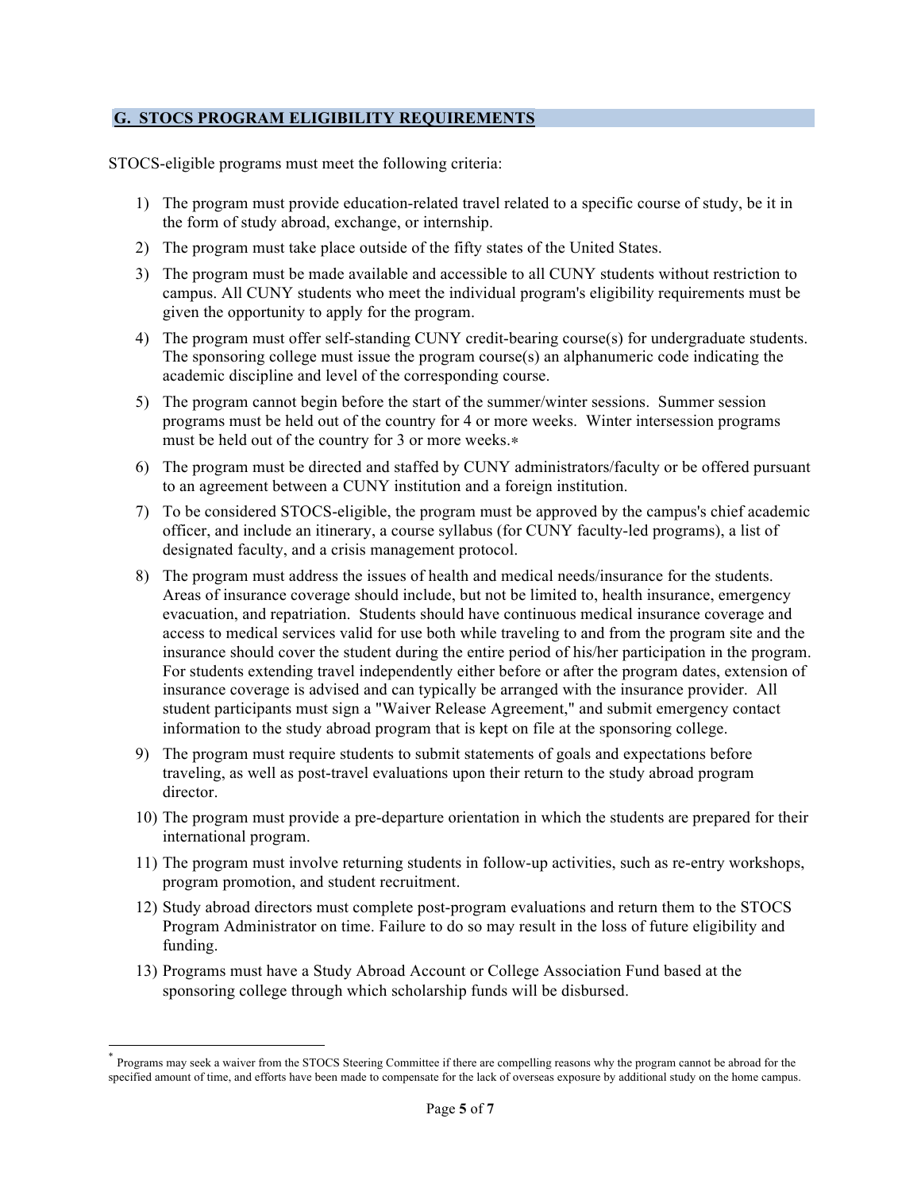## G. STOCS PROGRAM ELIGIBILITY REQUIREMENTS

STOCS-eligible programs must meet the following criteria:

1) The program must provide education-related travel related to a specific course of study, be it in the form of study abroad, exchange, or internship.
2) The program must take place outside of the fifty states of the United States.
3) The program must be made available and accessible to all CUNY students without restriction to campus. All CUNY students who meet the individual program's eligibility requirements must be given the opportunity to apply for the program.
4) The program must offer self-standing CUNY credit-bearing course(s) for undergraduate students. The sponsoring college must issue the program course(s) an alphanumeric code indicating the academic discipline and level of the corresponding course.
5) The program cannot begin before the start of the summer/winter sessions. Summer session programs must be held out of the country for 4 or more weeks. Winter intersession programs must be held out of the country for 3 or more weeks.*
6) The program must be directed and staffed by CUNY administrators/faculty or be offered pursuant to an agreement between a CUNY institution and a foreign institution.
7) To be considered STOCS-eligible, the program must be approved by the campus's chief academic officer, and include an itinerary, a course syllabus (for CUNY faculty-led programs), a list of designated faculty, and a crisis management protocol.
8) The program must address the issues of health and medical needs/insurance for the students. Areas of insurance coverage should include, but not be limited to, health insurance, emergency evacuation, and repatriation. Students should have continuous medical insurance coverage and access to medical services valid for use both while traveling to and from the program site and the insurance should cover the student during the entire period of his/her participation in the program. For students extending travel independently either before or after the program dates, extension of insurance coverage is advised and can typically be arranged with the insurance provider. All student participants must sign a "Waiver Release Agreement," and submit emergency contact information to the study abroad program that is kept on file at the sponsoring college.
9) The program must require students to submit statements of goals and expectations before traveling, as well as post-travel evaluations upon their return to the study abroad program director.
10) The program must provide a pre-departure orientation in which the students are prepared for their international program.
11) The program must involve returning students in follow-up activities, such as re-entry workshops, program promotion, and student recruitment.
12) Study abroad directors must complete post-program evaluations and return them to the STOCS Program Administrator on time. Failure to do so may result in the loss of future eligibility and funding.
13) Programs must have a Study Abroad Account or College Association Fund based at the sponsoring college through which scholarship funds will be disbursed.

---

* Programs may seek a waiver from the STOCS Steering Committee if there are compelling reasons why the program cannot be abroad for the specified amount of time, and efforts have been made to compensate for the lack of overseas exposure by additional study on the home campus.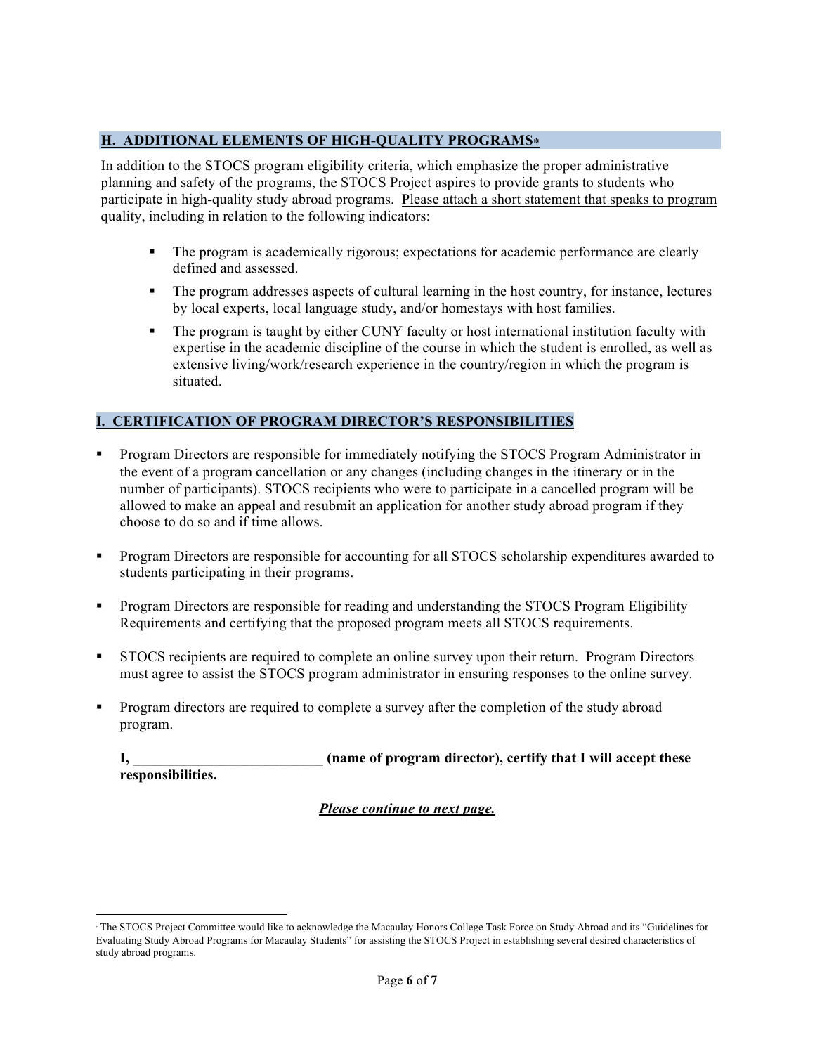## H. ADDITIONAL ELEMENTS OF HIGH-QUALITY PROGRAMS*

In addition to the STOCS program eligibility criteria, which emphasize the proper administrative planning and safety of the programs, the STOCS Project aspires to provide grants to students who participate in high-quality study abroad programs. Please attach a short statement that speaks to program quality, including in relation to the following indicators:

- The program is academically rigorous; expectations for academic performance are clearly defined and assessed.
- The program addresses aspects of cultural learning in the host country, for instance, lectures by local experts, local language study, and/or homestays with host families.
- The program is taught by either CUNY faculty or host international institution faculty with expertise in the academic discipline of the course in which the student is enrolled, as well as extensive living/work/research experience in the country/region in which the program is situated.

## I. CERTIFICATION OF PROGRAM DIRECTOR'S RESPONSIBILITIES

- Program Directors are responsible for immediately notifying the STOCS Program Administrator in the event of a program cancellation or any changes (including changes in the itinerary or in the number of participants). STOCS recipients who were to participate in a cancelled program will be allowed to make an appeal and resubmit an application for another study abroad program if they choose to do so and if time allows.
- Program Directors are responsible for accounting for all STOCS scholarship expenditures awarded to students participating in their programs.
- Program Directors are responsible for reading and understanding the STOCS Program Eligibility Requirements and certifying that the proposed program meets all STOCS requirements.
- STOCS recipients are required to complete an online survey upon their return. Program Directors must agree to assist the STOCS program administrator in ensuring responses to the online survey.
- Program directors are required to complete a survey after the completion of the study abroad program.

**I, __________________________ (name of program director), certify that I will accept these responsibilities.**

***Please continue to next page.***

* The STOCS Project Committee would like to acknowledge the Macaulay Honors College Task Force on Study Abroad and its "Guidelines for Evaluating Study Abroad Programs for Macaulay Students" for assisting the STOCS Project in establishing several desired characteristics of study abroad programs.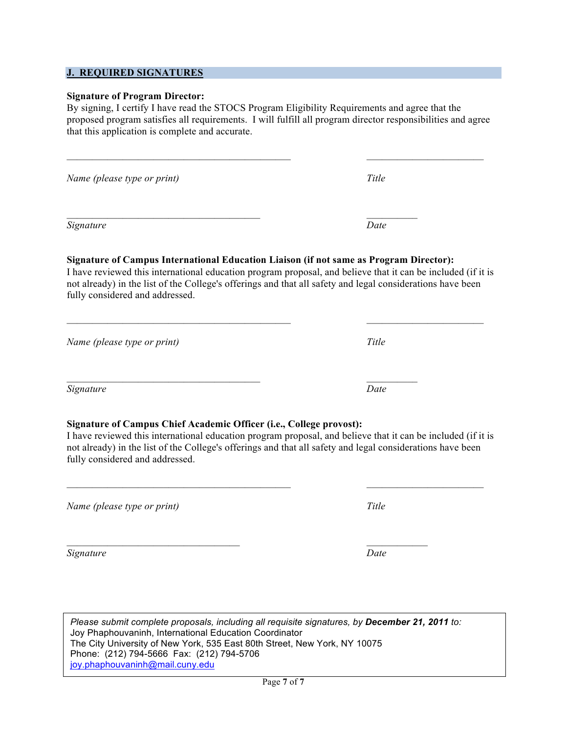## J. REQUIRED SIGNATURES

**Signature of Program Director:**
By signing, I certify I have read the STOCS Program Eligibility Requirements and agree that the proposed program satisfies all requirements. I will fulfill all program director responsibilities and agree that this application is complete and accurate.

_____________________________________________ &nbsp;&nbsp;&nbsp;&nbsp; _______________________

*Name (please type or print)* &nbsp;&nbsp;&nbsp;&nbsp; *Title*

_______________________________________ &nbsp;&nbsp;&nbsp;&nbsp; __________

*Signature* &nbsp;&nbsp;&nbsp;&nbsp; *Date*

**Signature of Campus International Education Liaison (if not same as Program Director):**
I have reviewed this international education program proposal, and believe that it can be included (if it is not already) in the list of the College's offerings and that all safety and legal considerations have been fully considered and addressed.

_____________________________________________ &nbsp;&nbsp;&nbsp;&nbsp; _______________________

*Name (please type or print)* &nbsp;&nbsp;&nbsp;&nbsp; *Title*

_______________________________________ &nbsp;&nbsp;&nbsp;&nbsp; __________

*Signature* &nbsp;&nbsp;&nbsp;&nbsp; *Date*

**Signature of Campus Chief Academic Officer (i.e., College provost):**
I have reviewed this international education program proposal, and believe that it can be included (if it is not already) in the list of the College's offerings and that all safety and legal considerations have been fully considered and addressed.

_____________________________________________ &nbsp;&nbsp;&nbsp;&nbsp; _______________________

*Name (please type or print)* &nbsp;&nbsp;&nbsp;&nbsp; *Title*

___________________________________ &nbsp;&nbsp;&nbsp;&nbsp; ____________

*Signature* &nbsp;&nbsp;&nbsp;&nbsp; *Date*

*Please submit complete proposals, including all requisite signatures, by* ***December 21, 2011*** *to:*
Joy Phaphouvaninh, International Education Coordinator
The City University of New York, 535 East 80th Street, New York, NY 10075
Phone: (212) 794-5666 Fax: (212) 794-5706
joy.phaphouvaninh@mail.cuny.edu